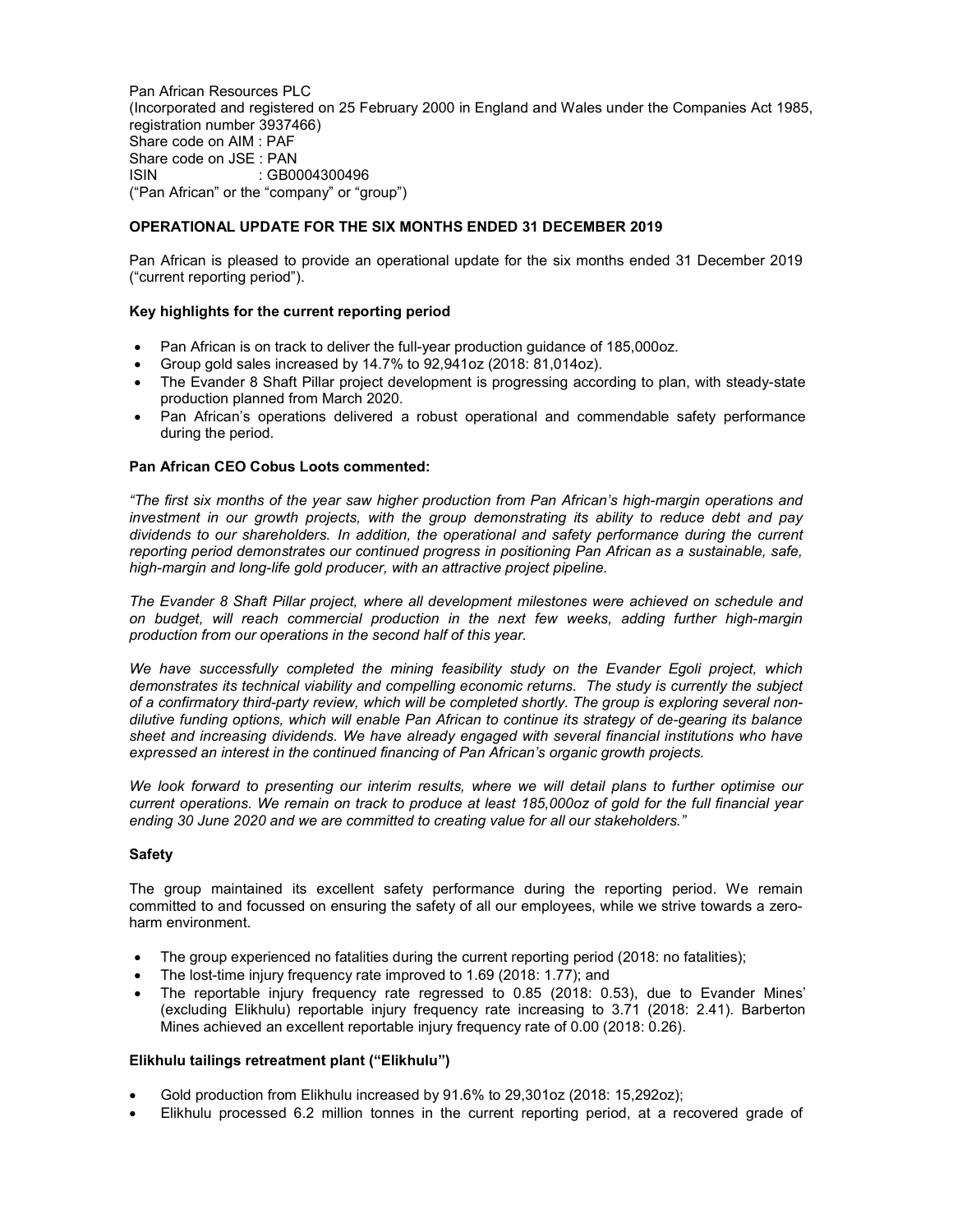Pan African Resources PLC
(Incorporated and registered on 25 February 2000 in England and Wales under the Companies Act 1985, registration number 3937466)
Share code on AIM : PAF
Share code on JSE : PAN
ISIN : GB0004300496
("Pan African" or the "company" or "group")

## OPERATIONAL UPDATE FOR THE SIX MONTHS ENDED 31 DECEMBER 2019

Pan African is pleased to provide an operational update for the six months ended 31 December 2019 ("current reporting period").

### Key highlights for the current reporting period

- Pan African is on track to deliver the full-year production guidance of 185,000oz.
- Group gold sales increased by 14.7% to 92,941oz (2018: 81,014oz).
- The Evander 8 Shaft Pillar project development is progressing according to plan, with steady-state production planned from March 2020.
- Pan African's operations delivered a robust operational and commendable safety performance during the period.

### Pan African CEO Cobus Loots commented:

*"The first six months of the year saw higher production from Pan African's high-margin operations and investment in our growth projects, with the group demonstrating its ability to reduce debt and pay dividends to our shareholders. In addition, the operational and safety performance during the current reporting period demonstrates our continued progress in positioning Pan African as a sustainable, safe, high-margin and long-life gold producer, with an attractive project pipeline.*

*The Evander 8 Shaft Pillar project, where all development milestones were achieved on schedule and on budget, will reach commercial production in the next few weeks, adding further high-margin production from our operations in the second half of this year.*

*We have successfully completed the mining feasibility study on the Evander Egoli project, which demonstrates its technical viability and compelling economic returns. The study is currently the subject of a confirmatory third-party review, which will be completed shortly. The group is exploring several non-dilutive funding options, which will enable Pan African to continue its strategy of de-gearing its balance sheet and increasing dividends. We have already engaged with several financial institutions who have expressed an interest in the continued financing of Pan African's organic growth projects.*

*We look forward to presenting our interim results, where we will detail plans to further optimise our current operations. We remain on track to produce at least 185,000oz of gold for the full financial year ending 30 June 2020 and we are committed to creating value for all our stakeholders."*

### Safety

The group maintained its excellent safety performance during the reporting period. We remain committed to and focussed on ensuring the safety of all our employees, while we strive towards a zero-harm environment.

- The group experienced no fatalities during the current reporting period (2018: no fatalities);
- The lost-time injury frequency rate improved to 1.69 (2018: 1.77); and
- The reportable injury frequency rate regressed to 0.85 (2018: 0.53), due to Evander Mines' (excluding Elikhulu) reportable injury frequency rate increasing to 3.71 (2018: 2.41). Barberton Mines achieved an excellent reportable injury frequency rate of 0.00 (2018: 0.26).

### Elikhulu tailings retreatment plant ("Elikhulu")

- Gold production from Elikhulu increased by 91.6% to 29,301oz (2018: 15,292oz);
- Elikhulu processed 6.2 million tonnes in the current reporting period, at a recovered grade of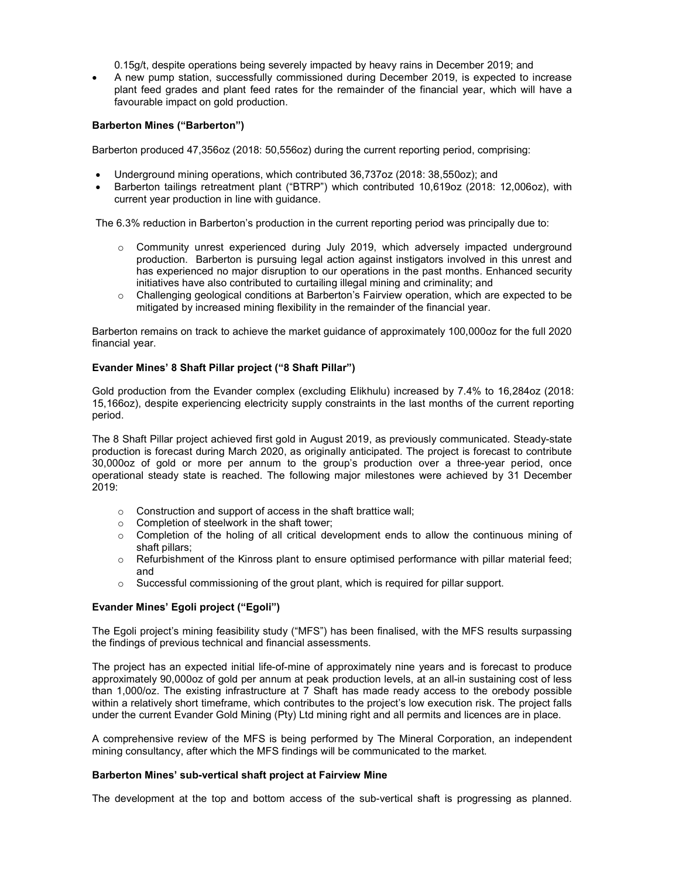0.15g/t, despite operations being severely impacted by heavy rains in December 2019; and

- A new pump station, successfully commissioned during December 2019, is expected to increase plant feed grades and plant feed rates for the remainder of the financial year, which will have a favourable impact on gold production.

**Barberton Mines ("Barberton")**

Barberton produced 47,356oz (2018: 50,556oz) during the current reporting period, comprising:

- Underground mining operations, which contributed 36,737oz (2018: 38,550oz); and
- Barberton tailings retreatment plant ("BTRP") which contributed 10,619oz (2018: 12,006oz), with current year production in line with guidance.

The 6.3% reduction in Barberton's production in the current reporting period was principally due to:

- Community unrest experienced during July 2019, which adversely impacted underground production. Barberton is pursuing legal action against instigators involved in this unrest and has experienced no major disruption to our operations in the past months. Enhanced security initiatives have also contributed to curtailing illegal mining and criminality; and
- Challenging geological conditions at Barberton's Fairview operation, which are expected to be mitigated by increased mining flexibility in the remainder of the financial year.

Barberton remains on track to achieve the market guidance of approximately 100,000oz for the full 2020 financial year.

**Evander Mines' 8 Shaft Pillar project ("8 Shaft Pillar")**

Gold production from the Evander complex (excluding Elikhulu) increased by 7.4% to 16,284oz (2018: 15,166oz), despite experiencing electricity supply constraints in the last months of the current reporting period.

The 8 Shaft Pillar project achieved first gold in August 2019, as previously communicated. Steady-state production is forecast during March 2020, as originally anticipated. The project is forecast to contribute 30,000oz of gold or more per annum to the group's production over a three-year period, once operational steady state is reached. The following major milestones were achieved by 31 December 2019:

- Construction and support of access in the shaft brattice wall;
- Completion of steelwork in the shaft tower;
- Completion of the holing of all critical development ends to allow the continuous mining of shaft pillars;
- Refurbishment of the Kinross plant to ensure optimised performance with pillar material feed; and
- Successful commissioning of the grout plant, which is required for pillar support.

**Evander Mines' Egoli project ("Egoli")**

The Egoli project's mining feasibility study ("MFS") has been finalised, with the MFS results surpassing the findings of previous technical and financial assessments.

The project has an expected initial life-of-mine of approximately nine years and is forecast to produce approximately 90,000oz of gold per annum at peak production levels, at an all-in sustaining cost of less than 1,000/oz. The existing infrastructure at 7 Shaft has made ready access to the orebody possible within a relatively short timeframe, which contributes to the project's low execution risk. The project falls under the current Evander Gold Mining (Pty) Ltd mining right and all permits and licences are in place.

A comprehensive review of the MFS is being performed by The Mineral Corporation, an independent mining consultancy, after which the MFS findings will be communicated to the market.

**Barberton Mines' sub-vertical shaft project at Fairview Mine**

The development at the top and bottom access of the sub-vertical shaft is progressing as planned.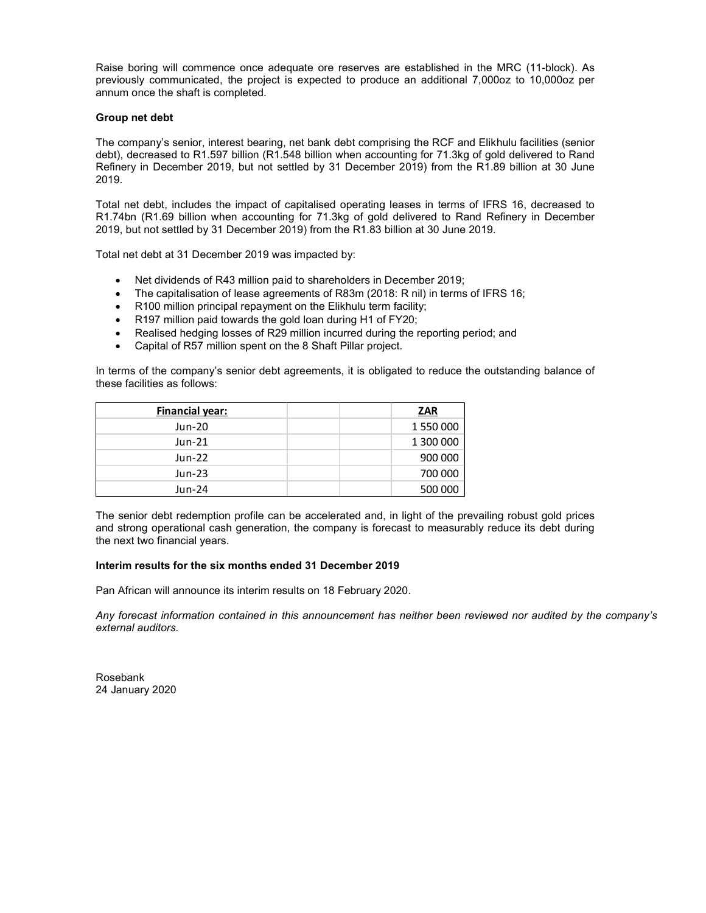Raise boring will commence once adequate ore reserves are established in the MRC (11-block). As previously communicated, the project is expected to produce an additional 7,000oz to 10,000oz per annum once the shaft is completed.

**Group net debt**

The company's senior, interest bearing, net bank debt comprising the RCF and Elikhulu facilities (senior debt), decreased to R1.597 billion (R1.548 billion when accounting for 71.3kg of gold delivered to Rand Refinery in December 2019, but not settled by 31 December 2019) from the R1.89 billion at 30 June 2019.

Total net debt, includes the impact of capitalised operating leases in terms of IFRS 16, decreased to R1.74bn (R1.69 billion when accounting for 71.3kg of gold delivered to Rand Refinery in December 2019, but not settled by 31 December 2019) from the R1.83 billion at 30 June 2019.

Total net debt at 31 December 2019 was impacted by:

- Net dividends of R43 million paid to shareholders in December 2019;
- The capitalisation of lease agreements of R83m (2018: R nil) in terms of IFRS 16;
- R100 million principal repayment on the Elikhulu term facility;
- R197 million paid towards the gold loan during H1 of FY20;
- Realised hedging losses of R29 million incurred during the reporting period; and
- Capital of R57 million spent on the 8 Shaft Pillar project.

In terms of the company's senior debt agreements, it is obligated to reduce the outstanding balance of these facilities as follows:

| Financial year: | | | ZAR |
|---|---|---|---|
| Jun-20 | | | 1 550 000 |
| Jun-21 | | | 1 300 000 |
| Jun-22 | | | 900 000 |
| Jun-23 | | | 700 000 |
| Jun-24 | | | 500 000 |

The senior debt redemption profile can be accelerated and, in light of the prevailing robust gold prices and strong operational cash generation, the company is forecast to measurably reduce its debt during the next two financial years.

**Interim results for the six months ended 31 December 2019**

Pan African will announce its interim results on 18 February 2020.

*Any forecast information contained in this announcement has neither been reviewed nor audited by the company's external auditors.*

Rosebank
24 January 2020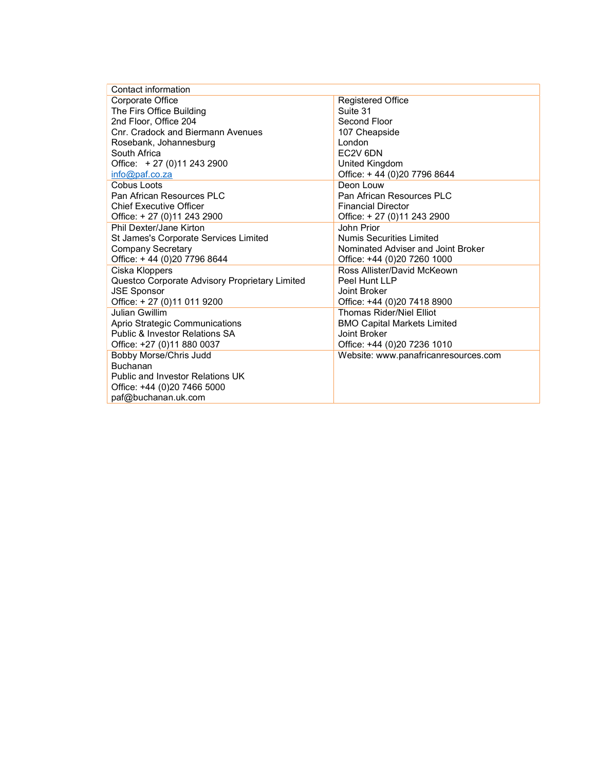| Contact information | |
|---|---|
| Corporate Office<br>The Firs Office Building<br>2nd Floor, Office 204<br>Cnr. Cradock and Biermann Avenues<br>Rosebank, Johannesburg<br>South Africa<br>Office: + 27 (0)11 243 2900<br>info@paf.co.za | Registered Office<br>Suite 31<br>Second Floor<br>107 Cheapside<br>London<br>EC2V 6DN<br>United Kingdom<br>Office: + 44 (0)20 7796 8644 |
| Cobus Loots<br>Pan African Resources PLC<br>Chief Executive Officer<br>Office: + 27 (0)11 243 2900 | Deon Louw<br>Pan African Resources PLC<br>Financial Director<br>Office: + 27 (0)11 243 2900 |
| Phil Dexter/Jane Kirton<br>St James's Corporate Services Limited<br>Company Secretary<br>Office: + 44 (0)20 7796 8644 | John Prior<br>Numis Securities Limited<br>Nominated Adviser and Joint Broker<br>Office: +44 (0)20 7260 1000 |
| Ciska Kloppers<br>Questco Corporate Advisory Proprietary Limited<br>JSE Sponsor<br>Office: + 27 (0)11 011 9200 | Ross Allister/David McKeown<br>Peel Hunt LLP<br>Joint Broker<br>Office: +44 (0)20 7418 8900 |
| Julian Gwillim<br>Aprio Strategic Communications<br>Public & Investor Relations SA<br>Office: +27 (0)11 880 0037 | Thomas Rider/Niel Elliot<br>BMO Capital Markets Limited<br>Joint Broker<br>Office: +44 (0)20 7236 1010 |
| Bobby Morse/Chris Judd<br>Buchanan<br>Public and Investor Relations UK<br>Office: +44 (0)20 7466 5000<br>paf@buchanan.uk.com | Website: www.panafricanresources.com |